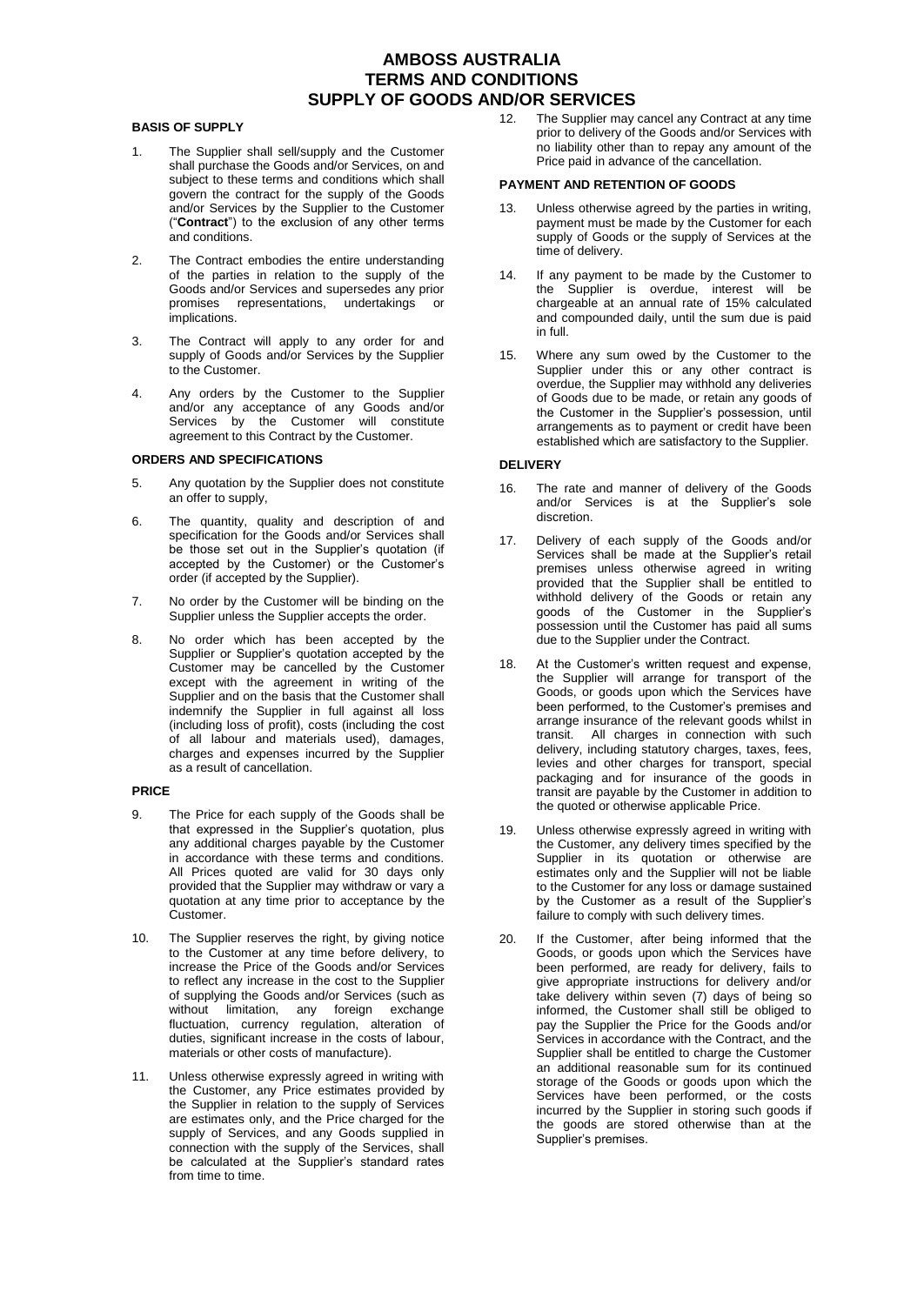# AMBOSS AUSTRALIA
# TERMS AND CONDITIONS
# SUPPLY OF GOODS AND/OR SERVICES

### BASIS OF SUPPLY

1. The Supplier shall sell/supply and the Customer shall purchase the Goods and/or Services, on and subject to these terms and conditions which shall govern the contract for the supply of the Goods and/or Services by the Supplier to the Customer ("**Contract**") to the exclusion of any other terms and conditions.

2. The Contract embodies the entire understanding of the parties in relation to the supply of the Goods and/or Services and supersedes any prior promises representations, undertakings or implications.

3. The Contract will apply to any order for and supply of Goods and/or Services by the Supplier to the Customer.

4. Any orders by the Customer to the Supplier and/or any acceptance of any Goods and/or Services by the Customer will constitute agreement to this Contract by the Customer.

### ORDERS AND SPECIFICATIONS

5. Any quotation by the Supplier does not constitute an offer to supply,

6. The quantity, quality and description of and specification for the Goods and/or Services shall be those set out in the Supplier's quotation (if accepted by the Customer) or the Customer's order (if accepted by the Supplier).

7. No order by the Customer will be binding on the Supplier unless the Supplier accepts the order.

8. No order which has been accepted by the Supplier or Supplier's quotation accepted by the Customer may be cancelled by the Customer except with the agreement in writing of the Supplier and on the basis that the Customer shall indemnify the Supplier in full against all loss (including loss of profit), costs (including the cost of all labour and materials used), damages, charges and expenses incurred by the Supplier as a result of cancellation.

### PRICE

9. The Price for each supply of the Goods shall be that expressed in the Supplier's quotation, plus any additional charges payable by the Customer in accordance with these terms and conditions. All Prices quoted are valid for 30 days only provided that the Supplier may withdraw or vary a quotation at any time prior to acceptance by the Customer.

10. The Supplier reserves the right, by giving notice to the Customer at any time before delivery, to increase the Price of the Goods and/or Services to reflect any increase in the cost to the Supplier of supplying the Goods and/or Services (such as without limitation, any foreign exchange fluctuation, currency regulation, alteration of duties, significant increase in the costs of labour, materials or other costs of manufacture).

11. Unless otherwise expressly agreed in writing with the Customer, any Price estimates provided by the Supplier in relation to the supply of Services are estimates only, and the Price charged for the supply of Services, and any Goods supplied in connection with the supply of the Services, shall be calculated at the Supplier's standard rates from time to time.

12. The Supplier may cancel any Contract at any time prior to delivery of the Goods and/or Services with no liability other than to repay any amount of the Price paid in advance of the cancellation.

### PAYMENT AND RETENTION OF GOODS

13. Unless otherwise agreed by the parties in writing, payment must be made by the Customer for each supply of Goods or the supply of Services at the time of delivery.

14. If any payment to be made by the Customer to the Supplier is overdue, interest will be chargeable at an annual rate of 15% calculated and compounded daily, until the sum due is paid in full.

15. Where any sum owed by the Customer to the Supplier under this or any other contract is overdue, the Supplier may withhold any deliveries of Goods due to be made, or retain any goods of the Customer in the Supplier's possession, until arrangements as to payment or credit have been established which are satisfactory to the Supplier.

### DELIVERY

16. The rate and manner of delivery of the Goods and/or Services is at the Supplier's sole discretion.

17. Delivery of each supply of the Goods and/or Services shall be made at the Supplier's retail premises unless otherwise agreed in writing provided that the Supplier shall be entitled to withhold delivery of the Goods or retain any goods of the Customer in the Supplier's possession until the Customer has paid all sums due to the Supplier under the Contract.

18. At the Customer's written request and expense, the Supplier will arrange for transport of the Goods, or goods upon which the Services have been performed, to the Customer's premises and arrange insurance of the relevant goods whilst in transit. All charges in connection with such delivery, including statutory charges, taxes, fees, levies and other charges for transport, special packaging and for insurance of the goods in transit are payable by the Customer in addition to the quoted or otherwise applicable Price.

19. Unless otherwise expressly agreed in writing with the Customer, any delivery times specified by the Supplier in its quotation or otherwise are estimates only and the Supplier will not be liable to the Customer for any loss or damage sustained by the Customer as a result of the Supplier's failure to comply with such delivery times.

20. If the Customer, after being informed that the Goods, or goods upon which the Services have been performed, are ready for delivery, fails to give appropriate instructions for delivery and/or take delivery within seven (7) days of being so informed, the Customer shall still be obliged to pay the Supplier the Price for the Goods and/or Services in accordance with the Contract, and the Supplier shall be entitled to charge the Customer an additional reasonable sum for its continued storage of the Goods or goods upon which the Services have been performed, or the costs incurred by the Supplier in storing such goods if the goods are stored otherwise than at the Supplier's premises.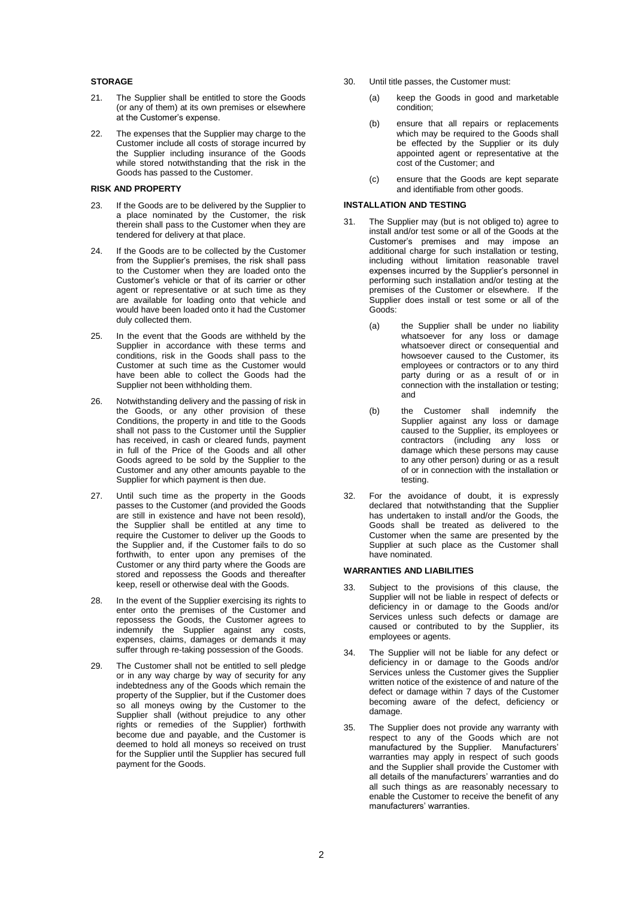## STORAGE

21. The Supplier shall be entitled to store the Goods (or any of them) at its own premises or elsewhere at the Customer's expense.

22. The expenses that the Supplier may charge to the Customer include all costs of storage incurred by the Supplier including insurance of the Goods while stored notwithstanding that the risk in the Goods has passed to the Customer.

## RISK AND PROPERTY

23. If the Goods are to be delivered by the Supplier to a place nominated by the Customer, the risk therein shall pass to the Customer when they are tendered for delivery at that place.

24. If the Goods are to be collected by the Customer from the Supplier's premises, the risk shall pass to the Customer when they are loaded onto the Customer's vehicle or that of its carrier or other agent or representative or at such time as they are available for loading onto that vehicle and would have been loaded onto it had the Customer duly collected them.

25. In the event that the Goods are withheld by the Supplier in accordance with these terms and conditions, risk in the Goods shall pass to the Customer at such time as the Customer would have been able to collect the Goods had the Supplier not been withholding them.

26. Notwithstanding delivery and the passing of risk in the Goods, or any other provision of these Conditions, the property in and title to the Goods shall not pass to the Customer until the Supplier has received, in cash or cleared funds, payment in full of the Price of the Goods and all other Goods agreed to be sold by the Supplier to the Customer and any other amounts payable to the Supplier for which payment is then due.

27. Until such time as the property in the Goods passes to the Customer (and provided the Goods are still in existence and have not been resold), the Supplier shall be entitled at any time to require the Customer to deliver up the Goods to the Supplier and, if the Customer fails to do so forthwith, to enter upon any premises of the Customer or any third party where the Goods are stored and repossess the Goods and thereafter keep, resell or otherwise deal with the Goods.

28. In the event of the Supplier exercising its rights to enter onto the premises of the Customer and repossess the Goods, the Customer agrees to indemnify the Supplier against any costs, expenses, claims, damages or demands it may suffer through re-taking possession of the Goods.

29. The Customer shall not be entitled to sell pledge or in any way charge by way of security for any indebtedness any of the Goods which remain the property of the Supplier, but if the Customer does so all moneys owing by the Customer to the Supplier shall (without prejudice to any other rights or remedies of the Supplier) forthwith become due and payable, and the Customer is deemed to hold all moneys so received on trust for the Supplier until the Supplier has secured full payment for the Goods.

30. Until title passes, the Customer must:

    (a) keep the Goods in good and marketable condition;

    (b) ensure that all repairs or replacements which may be required to the Goods shall be effected by the Supplier or its duly appointed agent or representative at the cost of the Customer; and

    (c) ensure that the Goods are kept separate and identifiable from other goods.

## INSTALLATION AND TESTING

31. The Supplier may (but is not obliged to) agree to install and/or test some or all of the Goods at the Customer's premises and may impose an additional charge for such installation or testing, including without limitation reasonable travel expenses incurred by the Supplier's personnel in performing such installation and/or testing at the premises of the Customer or elsewhere. If the Supplier does install or test some or all of the Goods:

    (a) the Supplier shall be under no liability whatsoever for any loss or damage whatsoever direct or consequential and howsoever caused to the Customer, its employees or contractors or to any third party during or as a result of or in connection with the installation or testing; and

    (b) the Customer shall indemnify the Supplier against any loss or damage caused to the Supplier, its employees or contractors (including any loss or damage which these persons may cause to any other person) during or as a result of or in connection with the installation or testing.

32. For the avoidance of doubt, it is expressly declared that notwithstanding that the Supplier has undertaken to install and/or the Goods, the Goods shall be treated as delivered to the Customer when the same are presented by the Supplier at such place as the Customer shall have nominated.

## WARRANTIES AND LIABILITIES

33. Subject to the provisions of this clause, the Supplier will not be liable in respect of defects or deficiency in or damage to the Goods and/or Services unless such defects or damage are caused or contributed to by the Supplier, its employees or agents.

34. The Supplier will not be liable for any defect or deficiency in or damage to the Goods and/or Services unless the Customer gives the Supplier written notice of the existence of and nature of the defect or damage within 7 days of the Customer becoming aware of the defect, deficiency or damage.

35. The Supplier does not provide any warranty with respect to any of the Goods which are not manufactured by the Supplier. Manufacturers' warranties may apply in respect of such goods and the Supplier shall provide the Customer with all details of the manufacturers' warranties and do all such things as are reasonably necessary to enable the Customer to receive the benefit of any manufacturers' warranties.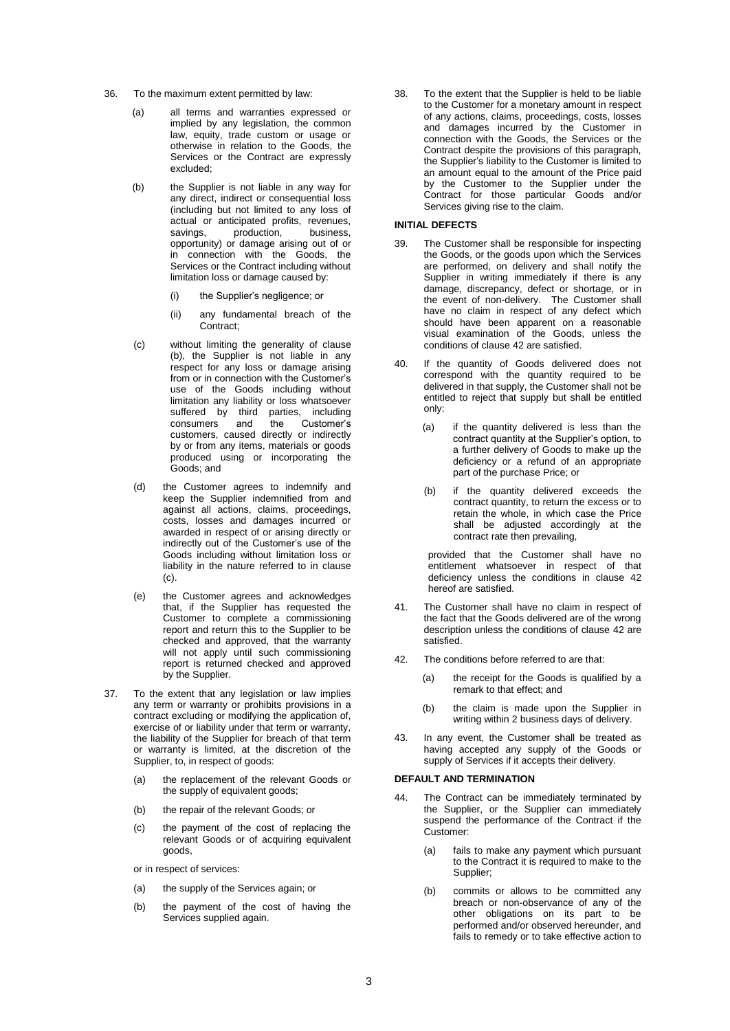36. To the maximum extent permitted by law:

    (a) all terms and warranties expressed or implied by any legislation, the common law, equity, trade custom or usage or otherwise in relation to the Goods, the Services or the Contract are expressly excluded;

    (b) the Supplier is not liable in any way for any direct, indirect or consequential loss (including but not limited to any loss of actual or anticipated profits, revenues, savings, production, business, opportunity) or damage arising out of or in connection with the Goods, the Services or the Contract including without limitation loss or damage caused by:

        (i) the Supplier's negligence; or

        (ii) any fundamental breach of the Contract;

    (c) without limiting the generality of clause (b), the Supplier is not liable in any respect for any loss or damage arising from or in connection with the Customer's use of the Goods including without limitation any liability or loss whatsoever suffered by third parties, including consumers and the Customer's customers, caused directly or indirectly by or from any items, materials or goods produced using or incorporating the Goods; and

    (d) the Customer agrees to indemnify and keep the Supplier indemnified from and against all actions, claims, proceedings, costs, losses and damages incurred or awarded in respect of or arising directly or indirectly out of the Customer's use of the Goods including without limitation loss or liability in the nature referred to in clause (c).

    (e) the Customer agrees and acknowledges that, if the Supplier has requested the Customer to complete a commissioning report and return this to the Supplier to be checked and approved, that the warranty will not apply until such commissioning report is returned checked and approved by the Supplier.

37. To the extent that any legislation or law implies any term or warranty or prohibits provisions in a contract excluding or modifying the application of, exercise of or liability under that term or warranty, the liability of the Supplier for breach of that term or warranty is limited, at the discretion of the Supplier, to, in respect of goods:

    (a) the replacement of the relevant Goods or the supply of equivalent goods;

    (b) the repair of the relevant Goods; or

    (c) the payment of the cost of replacing the relevant Goods or of acquiring equivalent goods,

    or in respect of services:

    (a) the supply of the Services again; or

    (b) the payment of the cost of having the Services supplied again.

38. To the extent that the Supplier is held to be liable to the Customer for a monetary amount in respect of any actions, claims, proceedings, costs, losses and damages incurred by the Customer in connection with the Goods, the Services or the Contract despite the provisions of this paragraph, the Supplier's liability to the Customer is limited to an amount equal to the amount of the Price paid by the Customer to the Supplier under the Contract for those particular Goods and/or Services giving rise to the claim.

**INITIAL DEFECTS**

39. The Customer shall be responsible for inspecting the Goods, or the goods upon which the Services are performed, on delivery and shall notify the Supplier in writing immediately if there is any damage, discrepancy, defect or shortage, or in the event of non-delivery. The Customer shall have no claim in respect of any defect which should have been apparent on a reasonable visual examination of the Goods, unless the conditions of clause 42 are satisfied.

40. If the quantity of Goods delivered does not correspond with the quantity required to be delivered in that supply, the Customer shall not be entitled to reject that supply but shall be entitled only:

    (a) if the quantity delivered is less than the contract quantity at the Supplier's option, to a further delivery of Goods to make up the deficiency or a refund of an appropriate part of the purchase Price; or

    (b) if the quantity delivered exceeds the contract quantity, to return the excess or to retain the whole, in which case the Price shall be adjusted accordingly at the contract rate then prevailing,

    provided that the Customer shall have no entitlement whatsoever in respect of that deficiency unless the conditions in clause 42 hereof are satisfied.

41. The Customer shall have no claim in respect of the fact that the Goods delivered are of the wrong description unless the conditions of clause 42 are satisfied.

42. The conditions before referred to are that:

    (a) the receipt for the Goods is qualified by a remark to that effect; and

    (b) the claim is made upon the Supplier in writing within 2 business days of delivery.

43. In any event, the Customer shall be treated as having accepted any supply of the Goods or supply of Services if it accepts their delivery.

**DEFAULT AND TERMINATION**

44. The Contract can be immediately terminated by the Supplier, or the Supplier can immediately suspend the performance of the Contract if the Customer:

    (a) fails to make any payment which pursuant to the Contract it is required to make to the Supplier;

    (b) commits or allows to be committed any breach or non-observance of any of the other obligations on its part to be performed and/or observed hereunder, and fails to remedy or to take effective action to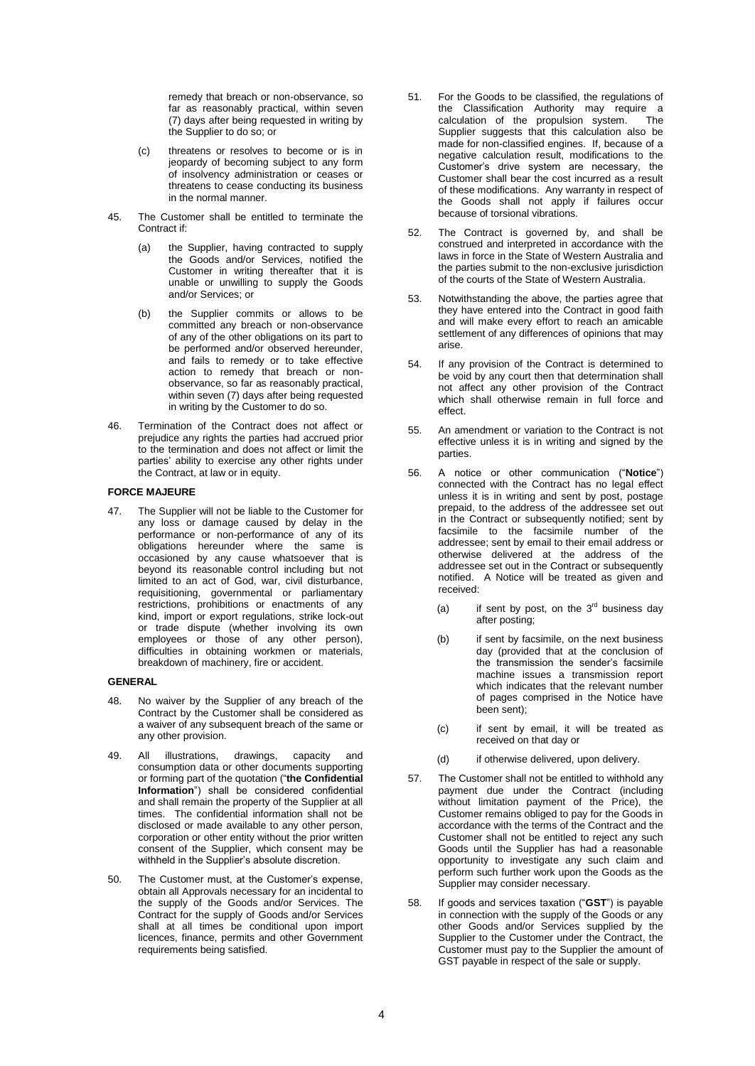remedy that breach or non-observance, so far as reasonably practical, within seven (7) days after being requested in writing by the Supplier to do so; or

(c) threatens or resolves to become or is in jeopardy of becoming subject to any form of insolvency administration or ceases or threatens to cease conducting its business in the normal manner.

45. The Customer shall be entitled to terminate the Contract if:

    (a) the Supplier, having contracted to supply the Goods and/or Services, notified the Customer in writing thereafter that it is unable or unwilling to supply the Goods and/or Services; or

    (b) the Supplier commits or allows to be committed any breach or non-observance of any of the other obligations on its part to be performed and/or observed hereunder, and fails to remedy or to take effective action to remedy that breach or non-observance, so far as reasonably practical, within seven (7) days after being requested in writing by the Customer to do so.

46. Termination of the Contract does not affect or prejudice any rights the parties had accrued prior to the termination and does not affect or limit the parties' ability to exercise any other rights under the Contract, at law or in equity.

**FORCE MAJEURE**

47. The Supplier will not be liable to the Customer for any loss or damage caused by delay in the performance or non-performance of any of its obligations hereunder where the same is occasioned by any cause whatsoever that is beyond its reasonable control including but not limited to an act of God, war, civil disturbance, requisitioning, governmental or parliamentary restrictions, prohibitions or enactments of any kind, import or export regulations, strike lock-out or trade dispute (whether involving its own employees or those of any other person), difficulties in obtaining workmen or materials, breakdown of machinery, fire or accident.

**GENERAL**

48. No waiver by the Supplier of any breach of the Contract by the Customer shall be considered as a waiver of any subsequent breach of the same or any other provision.

49. All illustrations, drawings, capacity and consumption data or other documents supporting or forming part of the quotation ("**the Confidential Information**") shall be considered confidential and shall remain the property of the Supplier at all times. The confidential information shall not be disclosed or made available to any other person, corporation or other entity without the prior written consent of the Supplier, which consent may be withheld in the Supplier's absolute discretion.

50. The Customer must, at the Customer's expense, obtain all Approvals necessary for an incidental to the supply of the Goods and/or Services. The Contract for the supply of Goods and/or Services shall at all times be conditional upon import licences, finance, permits and other Government requirements being satisfied.

51. For the Goods to be classified, the regulations of the Classification Authority may require a calculation of the propulsion system. The Supplier suggests that this calculation also be made for non-classified engines. If, because of a negative calculation result, modifications to the Customer's drive system are necessary, the Customer shall bear the cost incurred as a result of these modifications. Any warranty in respect of the Goods shall not apply if failures occur because of torsional vibrations.

52. The Contract is governed by, and shall be construed and interpreted in accordance with the laws in force in the State of Western Australia and the parties submit to the non-exclusive jurisdiction of the courts of the State of Western Australia.

53. Notwithstanding the above, the parties agree that they have entered into the Contract in good faith and will make every effort to reach an amicable settlement of any differences of opinions that may arise.

54. If any provision of the Contract is determined to be void by any court then that determination shall not affect any other provision of the Contract which shall otherwise remain in full force and effect.

55. An amendment or variation to the Contract is not effective unless it is in writing and signed by the parties.

56. A notice or other communication ("**Notice**") connected with the Contract has no legal effect unless it is in writing and sent by post, postage prepaid, to the address of the addressee set out in the Contract or subsequently notified; sent by facsimile to the facsimile number of the addressee; sent by email to their email address or otherwise delivered at the address of the addressee set out in the Contract or subsequently notified. A Notice will be treated as given and received:

    (a) if sent by post, on the 3rd business day after posting;

    (b) if sent by facsimile, on the next business day (provided that at the conclusion of the transmission the sender's facsimile machine issues a transmission report which indicates that the relevant number of pages comprised in the Notice have been sent);

    (c) if sent by email, it will be treated as received on that day or

    (d) if otherwise delivered, upon delivery.

57. The Customer shall not be entitled to withhold any payment due under the Contract (including without limitation payment of the Price), the Customer remains obliged to pay for the Goods in accordance with the terms of the Contract and the Customer shall not be entitled to reject any such Goods until the Supplier has had a reasonable opportunity to investigate any such claim and perform such further work upon the Goods as the Supplier may consider necessary.

58. If goods and services taxation ("**GST**") is payable in connection with the supply of the Goods or any other Goods and/or Services supplied by the Supplier to the Customer under the Contract, the Customer must pay to the Supplier the amount of GST payable in respect of the sale or supply.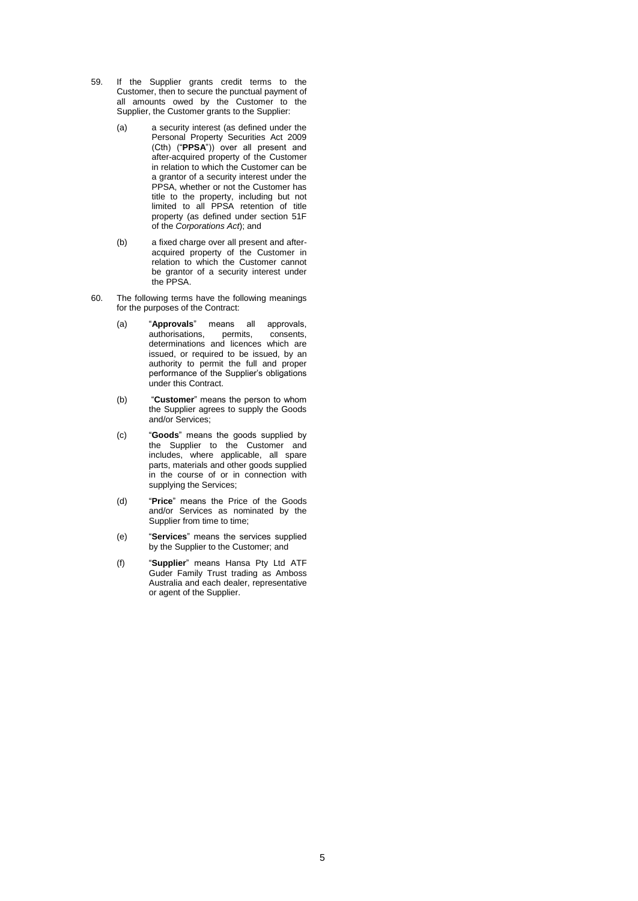59. If the Supplier grants credit terms to the Customer, then to secure the punctual payment of all amounts owed by the Customer to the Supplier, the Customer grants to the Supplier:

    (a) a security interest (as defined under the Personal Property Securities Act 2009 (Cth) ("**PPSA**")) over all present and after-acquired property of the Customer in relation to which the Customer can be a grantor of a security interest under the PPSA, whether or not the Customer has title to the property, including but not limited to all PPSA retention of title property (as defined under section 51F of the *Corporations Act*); and

    (b) a fixed charge over all present and after-acquired property of the Customer in relation to which the Customer cannot be grantor of a security interest under the PPSA.

60. The following terms have the following meanings for the purposes of the Contract:

    (a) "**Approvals**" means all approvals, authorisations, permits, consents, determinations and licences which are issued, or required to be issued, by an authority to permit the full and proper performance of the Supplier's obligations under this Contract.

    (b) "**Customer**" means the person to whom the Supplier agrees to supply the Goods and/or Services;

    (c) "**Goods**" means the goods supplied by the Supplier to the Customer and includes, where applicable, all spare parts, materials and other goods supplied in the course of or in connection with supplying the Services;

    (d) "**Price**" means the Price of the Goods and/or Services as nominated by the Supplier from time to time;

    (e) "**Services**" means the services supplied by the Supplier to the Customer; and

    (f) "**Supplier**" means Hansa Pty Ltd ATF Guder Family Trust trading as Amboss Australia and each dealer, representative or agent of the Supplier.